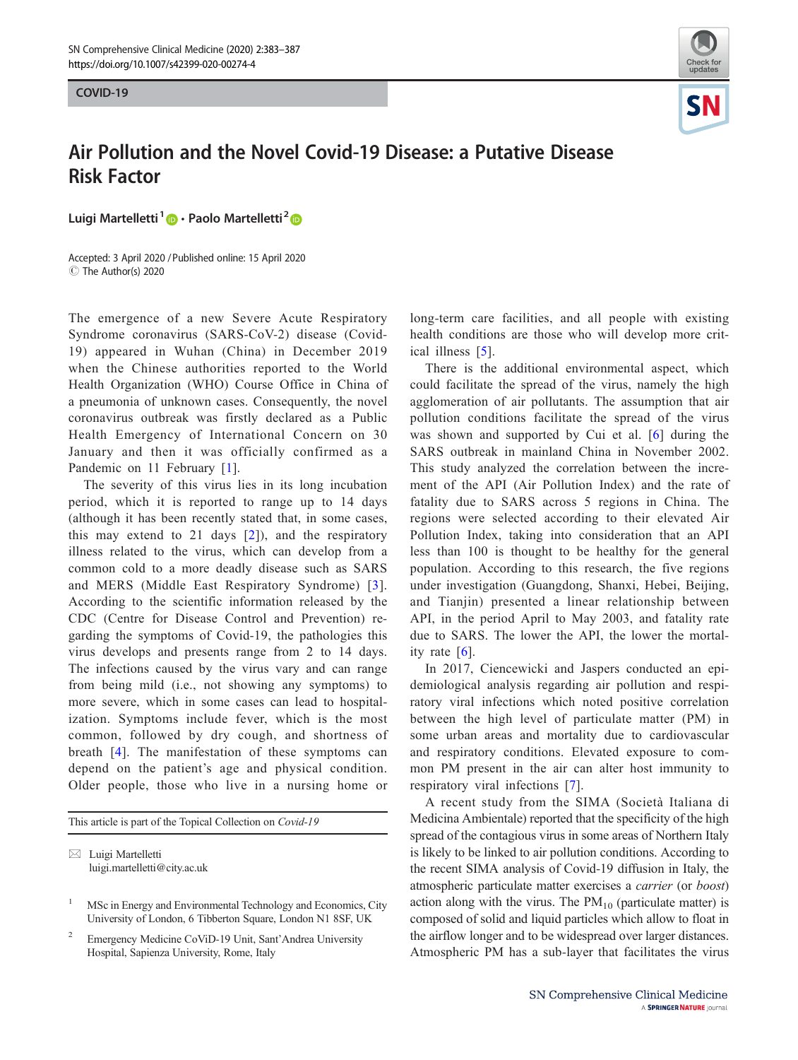COVID-19

# Air Pollution and the Novel Covid-19 Disease: a Putative Disease Risk Factor

**Luigi Martelletti**[1] · **Paolo Martelletti**[2]

Accepted: 3 April 2020 / Published online: 15 April 2020
© The Author(s) 2020

The emergence of a new Severe Acute Respiratory Syndrome coronavirus (SARS-CoV-2) disease (Covid-19) appeared in Wuhan (China) in December 2019 when the Chinese authorities reported to the World Health Organization (WHO) Course Office in China of a pneumonia of unknown cases. Consequently, the novel coronavirus outbreak was firstly declared as a Public Health Emergency of International Concern on 30 January and then it was officially confirmed as a Pandemic on 11 February [1].

The severity of this virus lies in its long incubation period, which it is reported to range up to 14 days (although it has been recently stated that, in some cases, this may extend to 21 days [2]), and the respiratory illness related to the virus, which can develop from a common cold to a more deadly disease such as SARS and MERS (Middle East Respiratory Syndrome) [3]. According to the scientific information released by the CDC (Centre for Disease Control and Prevention) regarding the symptoms of Covid-19, the pathologies this virus develops and presents range from 2 to 14 days. The infections caused by the virus vary and can range from being mild (i.e., not showing any symptoms) to more severe, which in some cases can lead to hospitalization. Symptoms include fever, which is the most common, followed by dry cough, and shortness of breath [4]. The manifestation of these symptoms can depend on the patient's age and physical condition. Older people, those who live in a nursing home or long-term care facilities, and all people with existing health conditions are those who will develop more critical illness [5].

There is the additional environmental aspect, which could facilitate the spread of the virus, namely the high agglomeration of air pollutants. The assumption that air pollution conditions facilitate the spread of the virus was shown and supported by Cui et al. [6] during the SARS outbreak in mainland China in November 2002. This study analyzed the correlation between the increment of the API (Air Pollution Index) and the rate of fatality due to SARS across 5 regions in China. The regions were selected according to their elevated Air Pollution Index, taking into consideration that an API less than 100 is thought to be healthy for the general population. According to this research, the five regions under investigation (Guangdong, Shanxi, Hebei, Beijing, and Tianjin) presented a linear relationship between API, in the period April to May 2003, and fatality rate due to SARS. The lower the API, the lower the mortality rate [6].

In 2017, Ciencewicki and Jaspers conducted an epidemiological analysis regarding air pollution and respiratory viral infections which noted positive correlation between the high level of particulate matter (PM) in some urban areas and mortality due to cardiovascular and respiratory conditions. Elevated exposure to common PM present in the air can alter host immunity to respiratory viral infections [7].

A recent study from the SIMA (Società Italiana di Medicina Ambientale) reported that the specificity of the high spread of the contagious virus in some areas of Northern Italy is likely to be linked to air pollution conditions. According to the recent SIMA analysis of Covid-19 diffusion in Italy, the atmospheric particulate matter exercises a *carrier* (or *boost*) action along with the virus. The $PM_{10}$ (particulate matter) is composed of solid and liquid particles which allow to float in the airflow longer and to be widespread over larger distances. Atmospheric PM has a sub-layer that facilitates the virus

---

This article is part of the Topical Collection on *Covid-19*

✉ Luigi Martelletti
luigi.martelletti@city.ac.uk

[1] MSc in Energy and Environmental Technology and Economics, City University of London, 6 Tibberton Square, London N1 8SF, UK

[2] Emergency Medicine CoViD-19 Unit, Sant'Andrea University Hospital, Sapienza University, Rome, Italy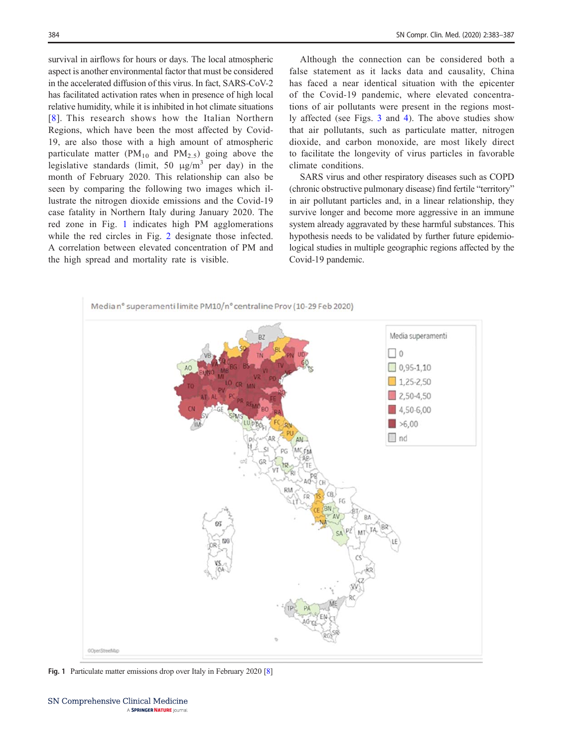survival in airflows for hours or days. The local atmospheric aspect is another environmental factor that must be considered in the accelerated diffusion of this virus. In fact, SARS-CoV-2 has facilitated activation rates when in presence of high local relative humidity, while it is inhibited in hot climate situations [8]. This research shows how the Italian Northern Regions, which have been the most affected by Covid-19, are also those with a high amount of atmospheric particulate matter ($PM_{10}$ and $PM_{2.5}$) going above the legislative standards (limit, 50 μg/m$^3$ per day) in the month of February 2020. This relationship can also be seen by comparing the following two images which illustrate the nitrogen dioxide emissions and the Covid-19 case fatality in Northern Italy during January 2020. The red zone in Fig. 1 indicates high PM agglomerations while the red circles in Fig. 2 designate those infected. A correlation between elevated concentration of PM and the high spread and mortality rate is visible.

Although the connection can be considered both a false statement as it lacks data and causality, China has faced a near identical situation with the epicenter of the Covid-19 pandemic, where elevated concentrations of air pollutants were present in the regions mostly affected (see Figs. 3 and 4). The above studies show that air pollutants, such as particulate matter, nitrogen dioxide, and carbon monoxide, are most likely direct to facilitate the longevity of virus particles in favorable climate conditions.

SARS virus and other respiratory diseases such as COPD (chronic obstructive pulmonary disease) find fertile "territory" in air pollutant particles and, in a linear relationship, they survive longer and become more aggressive in an immune system already aggravated by these harmful substances. This hypothesis needs to be validated by further future epidemiological studies in multiple geographic regions affected by the Covid-19 pandemic.

Media n° superamenti limite PM10/n° centraline Prov (10-29 Feb 2020)

Media superamenti: 0; 0,95-1,10; 1,25-2,50; 2,50-4,50; 4,50-6,00; >6,00; nd

**Fig. 1** Particulate matter emissions drop over Italy in February 2020 [8]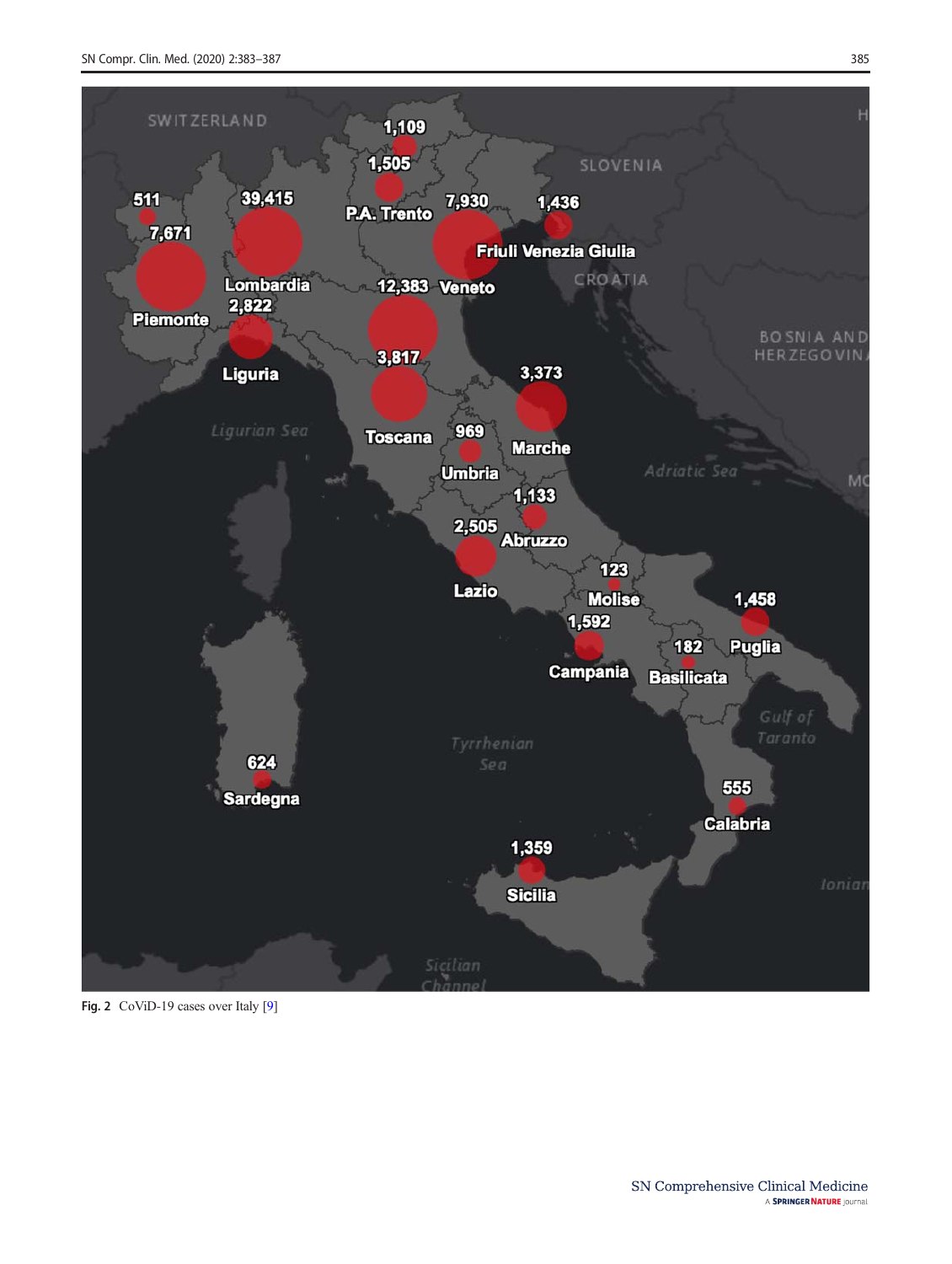Fig. 2 CoViD-19 cases over Italy [9]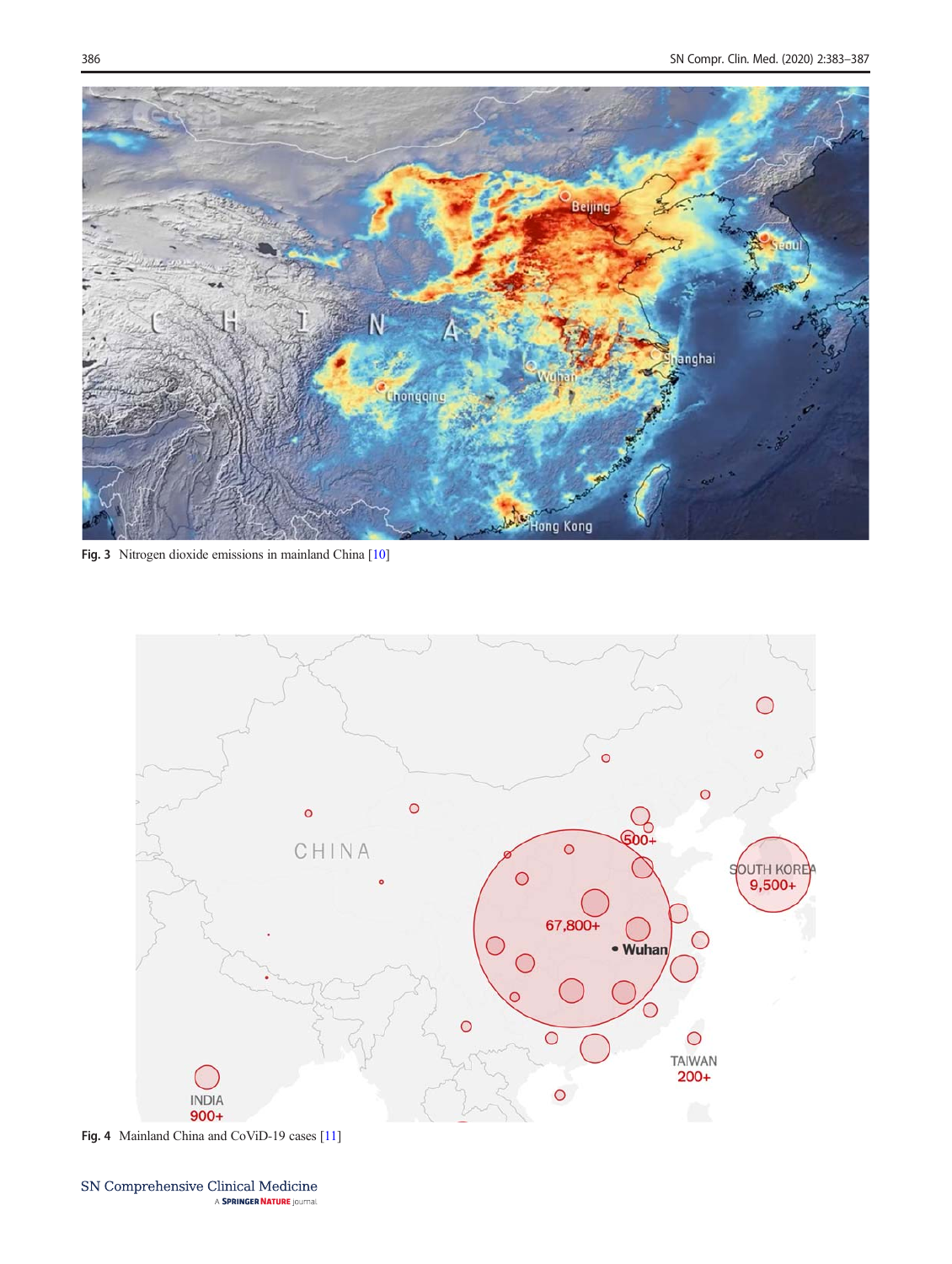Fig. 3 Nitrogen dioxide emissions in mainland China [10]

Fig. 4 Mainland China and CoViD-19 cases [11]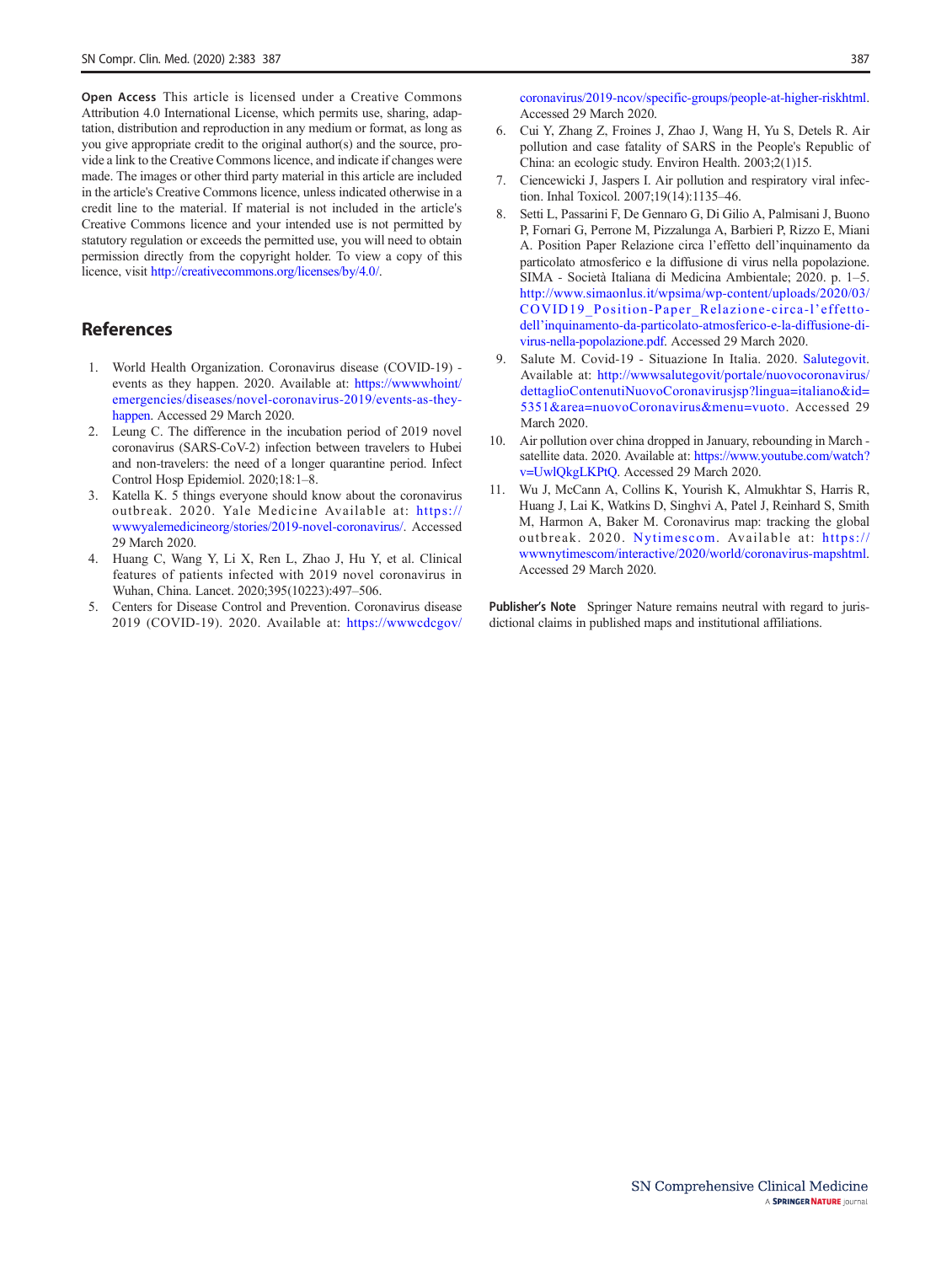**Open Access** This article is licensed under a Creative Commons Attribution 4.0 International License, which permits use, sharing, adaptation, distribution and reproduction in any medium or format, as long as you give appropriate credit to the original author(s) and the source, provide a link to the Creative Commons licence, and indicate if changes were made. The images or other third party material in this article are included in the article's Creative Commons licence, unless indicated otherwise in a credit line to the material. If material is not included in the article's Creative Commons licence and your intended use is not permitted by statutory regulation or exceeds the permitted use, you will need to obtain permission directly from the copyright holder. To view a copy of this licence, visit http://creativecommons.org/licenses/by/4.0/.

## References

1. World Health Organization. Coronavirus disease (COVID-19) - events as they happen. 2020. Available at: https://wwwwhoint/emergencies/diseases/novel-coronavirus-2019/events-as-they-happen. Accessed 29 March 2020.
2. Leung C. The difference in the incubation period of 2019 novel coronavirus (SARS-CoV-2) infection between travelers to Hubei and non-travelers: the need of a longer quarantine period. Infect Control Hosp Epidemiol. 2020;18:1–8.
3. Katella K. 5 things everyone should know about the coronavirus outbreak. 2020. Yale Medicine Available at: https://wwwyalemedicineorg/stories/2019-novel-coronavirus/. Accessed 29 March 2020.
4. Huang C, Wang Y, Li X, Ren L, Zhao J, Hu Y, et al. Clinical features of patients infected with 2019 novel coronavirus in Wuhan, China. Lancet. 2020;395(10223):497–506.
5. Centers for Disease Control and Prevention. Coronavirus disease 2019 (COVID-19). 2020. Available at: https://wwwcdcgov/coronavirus/2019-ncov/specific-groups/people-at-higher-riskhtml. Accessed 29 March 2020.
6. Cui Y, Zhang Z, Froines J, Zhao J, Wang H, Yu S, Detels R. Air pollution and case fatality of SARS in the People's Republic of China: an ecologic study. Environ Health. 2003;2(1)15.
7. Ciencewicki J, Jaspers I. Air pollution and respiratory viral infection. Inhal Toxicol. 2007;19(14):1135–46.
8. Setti L, Passarini F, De Gennaro G, Di Gilio A, Palmisani J, Buono P, Fornari G, Perrone M, Pizzalunga A, Barbieri P, Rizzo E, Miani A. Position Paper Relazione circa l'effetto dell'inquinamento da particolato atmosferico e la diffusione di virus nella popolazione. SIMA - Società Italiana di Medicina Ambientale; 2020. p. 1–5. http://www.simaonlus.it/wpsima/wp-content/uploads/2020/03/COVID19_Position-Paper_Relazione-circa-l'effetto-dell'inquinamento-da-particolato-atmosferico-e-la-diffusione-di-virus-nella-popolazione.pdf. Accessed 29 March 2020.
9. Salute M. Covid-19 - Situazione In Italia. 2020. Salutegovit. Available at: http://wwwsalutegovit/portale/nuovocoronavirus/dettaglioContenutiNuovoCoronavirusjsp?lingua=italiano&id=5351&area=nuovoCoronavirus&menu=vuoto. Accessed 29 March 2020.
10. Air pollution over china dropped in January, rebounding in March - satellite data. 2020. Available at: https://www.youtube.com/watch?v=UwlQkgLKPtQ. Accessed 29 March 2020.
11. Wu J, McCann A, Collins K, Yourish K, Almukhtar S, Harris R, Huang J, Lai K, Watkins D, Singhvi A, Patel J, Reinhard S, Smith M, Harmon A, Baker M. Coronavirus map: tracking the global outbreak. 2020. Nytimescom. Available at: https://wwwnytimescom/interactive/2020/world/coronavirus-mapshtml. Accessed 29 March 2020.

**Publisher's Note** Springer Nature remains neutral with regard to jurisdictional claims in published maps and institutional affiliations.